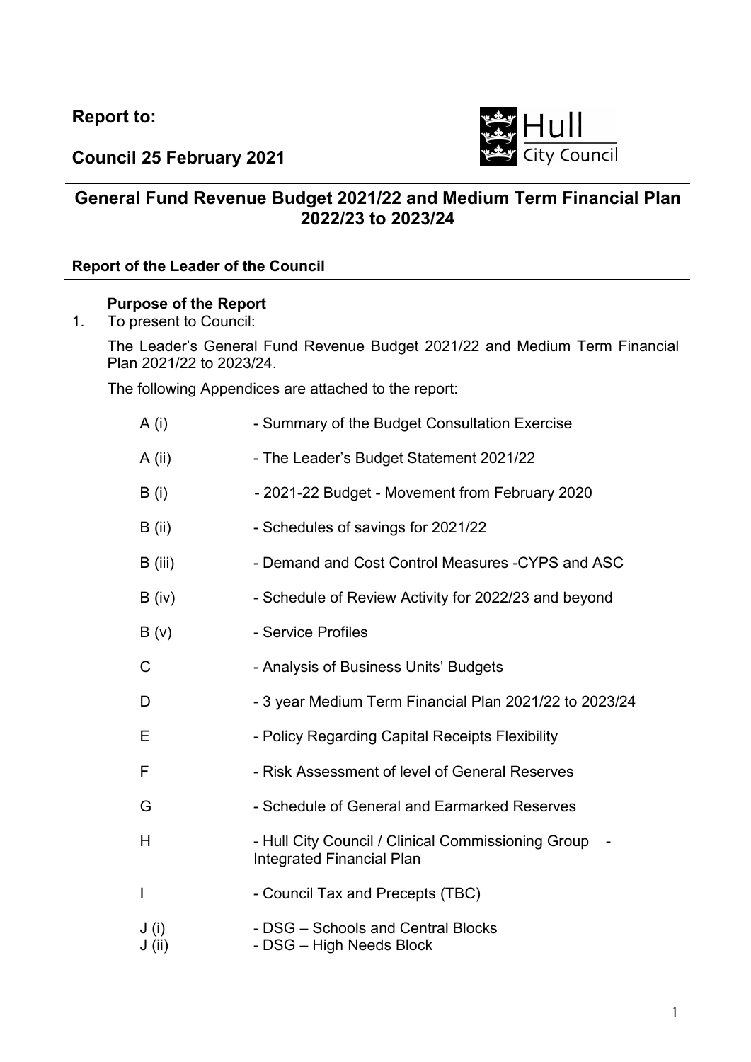**Report to:**

**Council 25 February 2021**

Hull City Council

## General Fund Revenue Budget 2021/22 and Medium Term Financial Plan 2022/23 to 2023/24

**Report of the Leader of the Council**

### Purpose of the Report

1. To present to Council:

   The Leader's General Fund Revenue Budget 2021/22 and Medium Term Financial Plan 2021/22 to 2023/24.

   The following Appendices are attached to the report:

| | |
|---|---|
| A (i) | - Summary of the Budget Consultation Exercise |
| A (ii) | - The Leader's Budget Statement 2021/22 |
| B (i) | - 2021-22 Budget - Movement from February 2020 |
| B (ii) | - Schedules of savings for 2021/22 |
| B (iii) | - Demand and Cost Control Measures -CYPS and ASC |
| B (iv) | - Schedule of Review Activity for 2022/23 and beyond |
| B (v) | - Service Profiles |
| C | - Analysis of Business Units' Budgets |
| D | - 3 year Medium Term Financial Plan 2021/22 to 2023/24 |
| E | - Policy Regarding Capital Receipts Flexibility |
| F | - Risk Assessment of level of General Reserves |
| G | - Schedule of General and Earmarked Reserves |
| H | - Hull City Council / Clinical Commissioning Group - Integrated Financial Plan |
| I | - Council Tax and Precepts (TBC) |
| J (i) | - DSG – Schools and Central Blocks |
| J (ii) | - DSG – High Needs Block |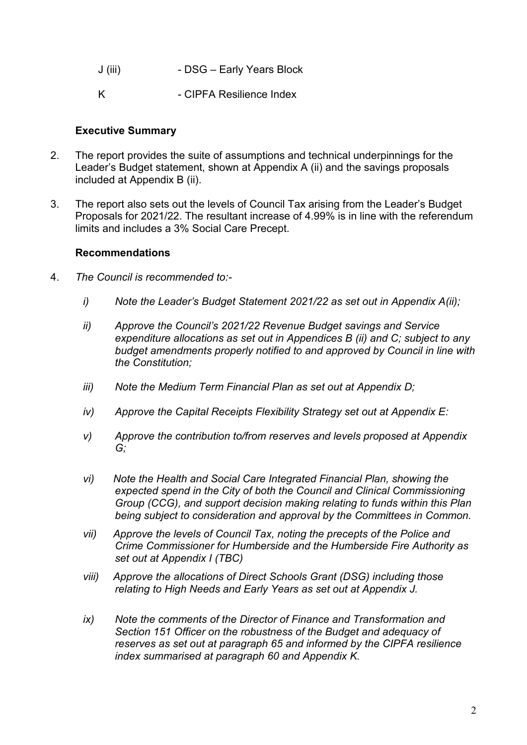J (iii) - DSG – Early Years Block

K - CIPFA Resilience Index

**Executive Summary**

2. The report provides the suite of assumptions and technical underpinnings for the Leader's Budget statement, shown at Appendix A (ii) and the savings proposals included at Appendix B (ii).

3. The report also sets out the levels of Council Tax arising from the Leader's Budget Proposals for 2021/22. The resultant increase of 4.99% is in line with the referendum limits and includes a 3% Social Care Precept.

**Recommendations**

4. *The Council is recommended to:-*

   *i) Note the Leader's Budget Statement 2021/22 as set out in Appendix A(ii);*

   *ii) Approve the Council's 2021/22 Revenue Budget savings and Service expenditure allocations as set out in Appendices B (ii) and C; subject to any budget amendments properly notified to and approved by Council in line with the Constitution;*

   *iii) Note the Medium Term Financial Plan as set out at Appendix D;*

   *iv) Approve the Capital Receipts Flexibility Strategy set out at Appendix E:*

   *v) Approve the contribution to/from reserves and levels proposed at Appendix G;*

   *vi) Note the Health and Social Care Integrated Financial Plan, showing the expected spend in the City of both the Council and Clinical Commissioning Group (CCG), and support decision making relating to funds within this Plan being subject to consideration and approval by the Committees in Common.*

   *vii) Approve the levels of Council Tax, noting the precepts of the Police and Crime Commissioner for Humberside and the Humberside Fire Authority as set out at Appendix I (TBC)*

   *viii) Approve the allocations of Direct Schools Grant (DSG) including those relating to High Needs and Early Years as set out at Appendix J.*

   *ix) Note the comments of the Director of Finance and Transformation and Section 151 Officer on the robustness of the Budget and adequacy of reserves as set out at paragraph 65 and informed by the CIPFA resilience index summarised at paragraph 60 and Appendix K.*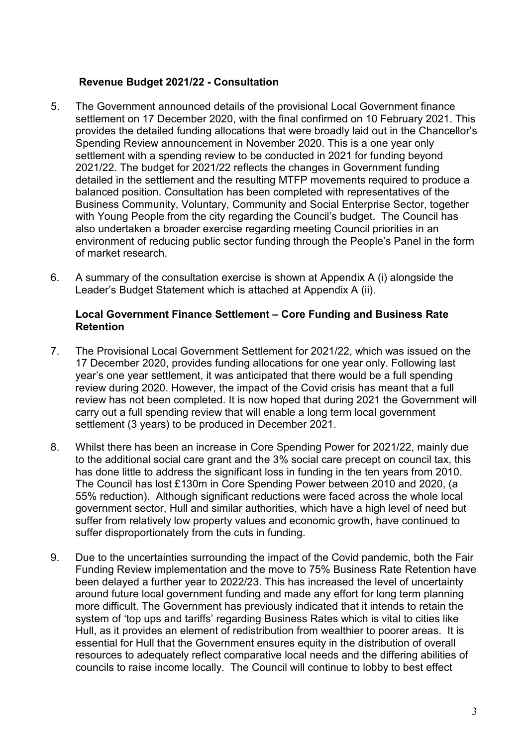## Revenue Budget 2021/22 - Consultation

5. The Government announced details of the provisional Local Government finance settlement on 17 December 2020, with the final confirmed on 10 February 2021. This provides the detailed funding allocations that were broadly laid out in the Chancellor's Spending Review announcement in November 2020. This is a one year only settlement with a spending review to be conducted in 2021 for funding beyond 2021/22. The budget for 2021/22 reflects the changes in Government funding detailed in the settlement and the resulting MTFP movements required to produce a balanced position. Consultation has been completed with representatives of the Business Community, Voluntary, Community and Social Enterprise Sector, together with Young People from the city regarding the Council's budget. The Council has also undertaken a broader exercise regarding meeting Council priorities in an environment of reducing public sector funding through the People's Panel in the form of market research.

6. A summary of the consultation exercise is shown at Appendix A (i) alongside the Leader's Budget Statement which is attached at Appendix A (ii).

## Local Government Finance Settlement – Core Funding and Business Rate Retention

7. The Provisional Local Government Settlement for 2021/22, which was issued on the 17 December 2020, provides funding allocations for one year only. Following last year's one year settlement, it was anticipated that there would be a full spending review during 2020. However, the impact of the Covid crisis has meant that a full review has not been completed. It is now hoped that during 2021 the Government will carry out a full spending review that will enable a long term local government settlement (3 years) to be produced in December 2021.

8. Whilst there has been an increase in Core Spending Power for 2021/22, mainly due to the additional social care grant and the 3% social care precept on council tax, this has done little to address the significant loss in funding in the ten years from 2010. The Council has lost £130m in Core Spending Power between 2010 and 2020, (a 55% reduction). Although significant reductions were faced across the whole local government sector, Hull and similar authorities, which have a high level of need but suffer from relatively low property values and economic growth, have continued to suffer disproportionately from the cuts in funding.

9. Due to the uncertainties surrounding the impact of the Covid pandemic, both the Fair Funding Review implementation and the move to 75% Business Rate Retention have been delayed a further year to 2022/23. This has increased the level of uncertainty around future local government funding and made any effort for long term planning more difficult. The Government has previously indicated that it intends to retain the system of 'top ups and tariffs' regarding Business Rates which is vital to cities like Hull, as it provides an element of redistribution from wealthier to poorer areas. It is essential for Hull that the Government ensures equity in the distribution of overall resources to adequately reflect comparative local needs and the differing abilities of councils to raise income locally. The Council will continue to lobby to best effect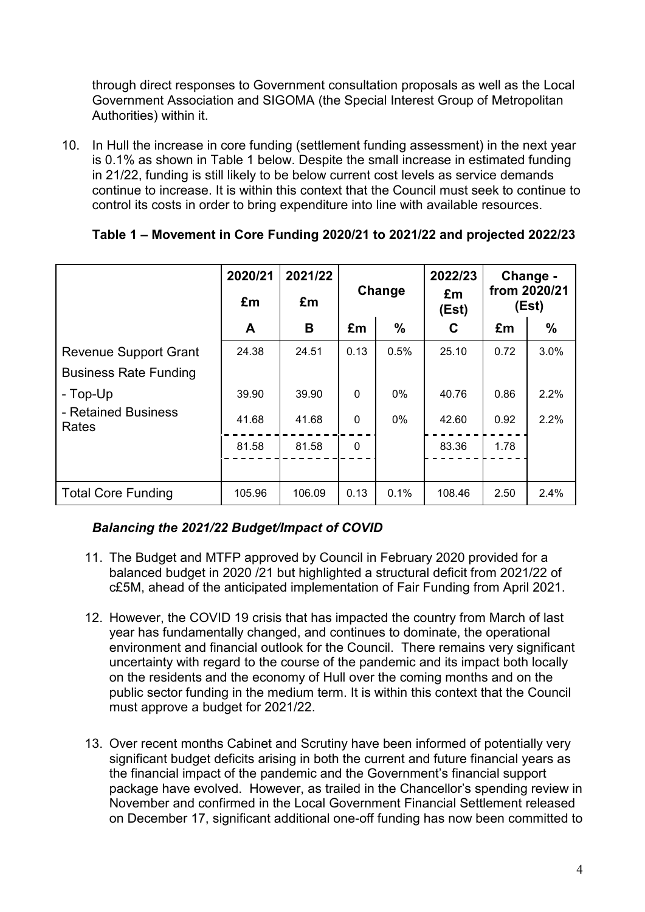through direct responses to Government consultation proposals as well as the Local Government Association and SIGOMA (the Special Interest Group of Metropolitan Authorities) within it.

10. In Hull the increase in core funding (settlement funding assessment) in the next year is 0.1% as shown in Table 1 below. Despite the small increase in estimated funding in 21/22, funding is still likely to be below current cost levels as service demands continue to increase. It is within this context that the Council must seek to continue to control its costs in order to bring expenditure into line with available resources.

**Table 1 – Movement in Core Funding 2020/21 to 2021/22 and projected 2022/23**

| | 2020/21 £m | 2021/22 £m | Change | | 2022/23 £m (Est) | Change - from 2020/21 (Est) | |
|---|---|---|---|---|---|---|---|
| | A | B | £m | % | C | £m | % |
| Revenue Support Grant | 24.38 | 24.51 | 0.13 | 0.5% | 25.10 | 0.72 | 3.0% |
| Business Rate Funding | | | | | | | |
| - Top-Up | 39.90 | 39.90 | 0 | 0% | 40.76 | 0.86 | 2.2% |
| - Retained Business Rates | 41.68 | 41.68 | 0 | 0% | 42.60 | 0.92 | 2.2% |
| | 81.58 | 81.58 | 0 | | 83.36 | 1.78 | |
| Total Core Funding | 105.96 | 106.09 | 0.13 | 0.1% | 108.46 | 2.50 | 2.4% |

***Balancing the 2021/22 Budget/Impact of COVID***

11. The Budget and MTFP approved by Council in February 2020 provided for a balanced budget in 2020 /21 but highlighted a structural deficit from 2021/22 of c£5M, ahead of the anticipated implementation of Fair Funding from April 2021.

12. However, the COVID 19 crisis that has impacted the country from March of last year has fundamentally changed, and continues to dominate, the operational environment and financial outlook for the Council. There remains very significant uncertainty with regard to the course of the pandemic and its impact both locally on the residents and the economy of Hull over the coming months and on the public sector funding in the medium term. It is within this context that the Council must approve a budget for 2021/22.

13. Over recent months Cabinet and Scrutiny have been informed of potentially very significant budget deficits arising in both the current and future financial years as the financial impact of the pandemic and the Government's financial support package have evolved. However, as trailed in the Chancellor's spending review in November and confirmed in the Local Government Financial Settlement released on December 17, significant additional one-off funding has now been committed to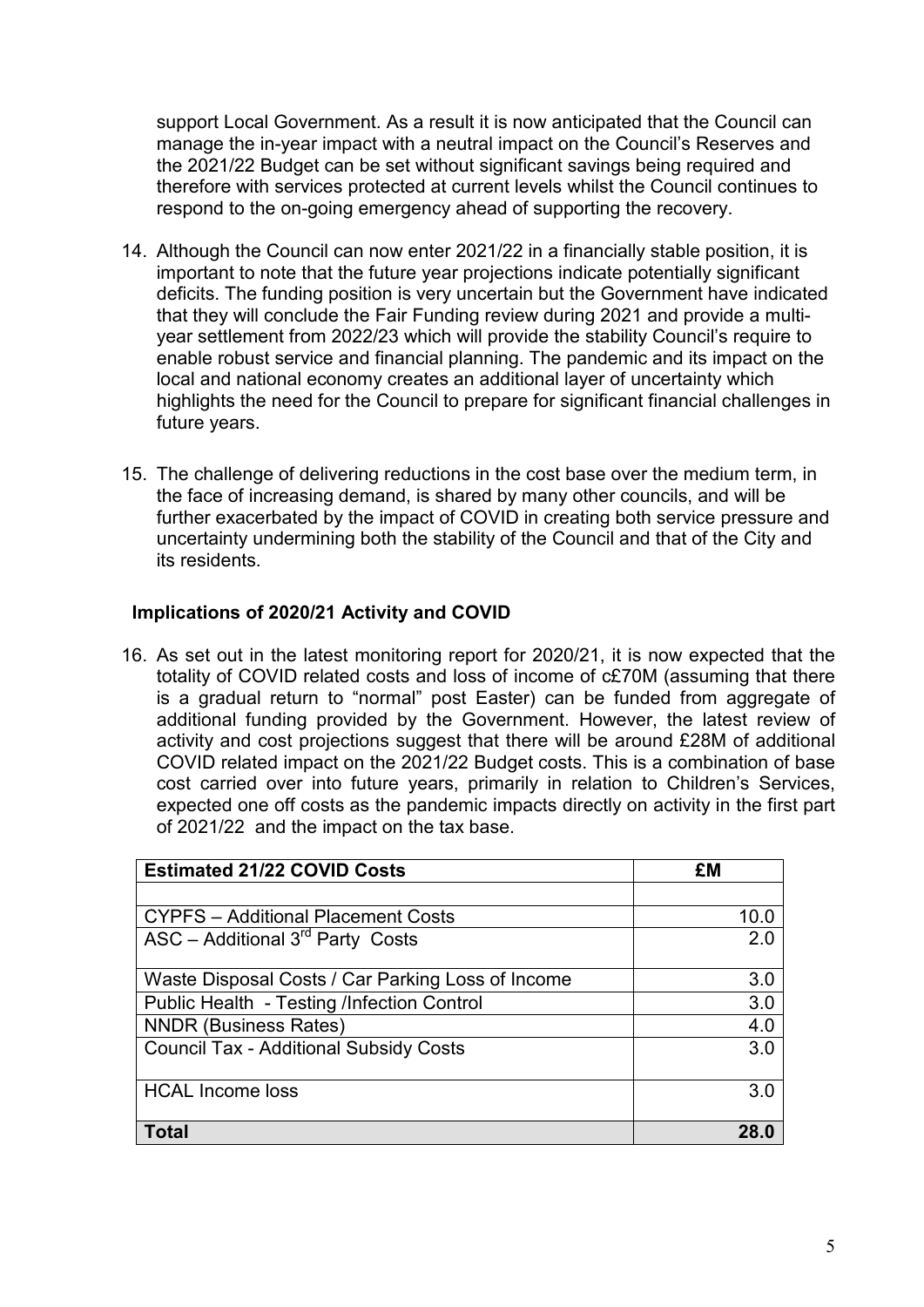support Local Government. As a result it is now anticipated that the Council can manage the in-year impact with a neutral impact on the Council's Reserves and the 2021/22 Budget can be set without significant savings being required and therefore with services protected at current levels whilst the Council continues to respond to the on-going emergency ahead of supporting the recovery.

14. Although the Council can now enter 2021/22 in a financially stable position, it is important to note that the future year projections indicate potentially significant deficits. The funding position is very uncertain but the Government have indicated that they will conclude the Fair Funding review during 2021 and provide a multi-year settlement from 2022/23 which will provide the stability Council's require to enable robust service and financial planning. The pandemic and its impact on the local and national economy creates an additional layer of uncertainty which highlights the need for the Council to prepare for significant financial challenges in future years.

15. The challenge of delivering reductions in the cost base over the medium term, in the face of increasing demand, is shared by many other councils, and will be further exacerbated by the impact of COVID in creating both service pressure and uncertainty undermining both the stability of the Council and that of the City and its residents.

**Implications of 2020/21 Activity and COVID**

16. As set out in the latest monitoring report for 2020/21, it is now expected that the totality of COVID related costs and loss of income of c£70M (assuming that there is a gradual return to "normal" post Easter) can be funded from aggregate of additional funding provided by the Government. However, the latest review of activity and cost projections suggest that there will be around £28M of additional COVID related impact on the 2021/22 Budget costs. This is a combination of base cost carried over into future years, primarily in relation to Children's Services, expected one off costs as the pandemic impacts directly on activity in the first part of 2021/22 and the impact on the tax base.

| **Estimated 21/22 COVID Costs** | **£M** |
|---|---|
| | |
| CYPFS – Additional Placement Costs | 10.0 |
| ASC – Additional 3rd Party Costs | 2.0 |
| Waste Disposal Costs / Car Parking Loss of Income | 3.0 |
| Public Health - Testing /Infection Control | 3.0 |
| NNDR (Business Rates) | 4.0 |
| Council Tax - Additional Subsidy Costs | 3.0 |
| HCAL Income loss | 3.0 |
| **Total** | **28.0** |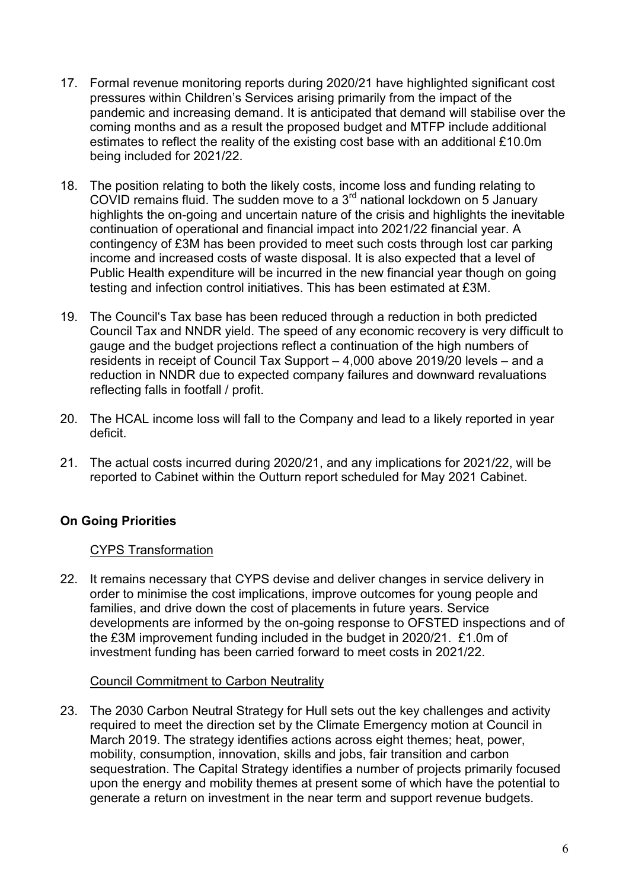17. Formal revenue monitoring reports during 2020/21 have highlighted significant cost pressures within Children's Services arising primarily from the impact of the pandemic and increasing demand. It is anticipated that demand will stabilise over the coming months and as a result the proposed budget and MTFP include additional estimates to reflect the reality of the existing cost base with an additional £10.0m being included for 2021/22.

18. The position relating to both the likely costs, income loss and funding relating to COVID remains fluid. The sudden move to a 3rd national lockdown on 5 January highlights the on-going and uncertain nature of the crisis and highlights the inevitable continuation of operational and financial impact into 2021/22 financial year. A contingency of £3M has been provided to meet such costs through lost car parking income and increased costs of waste disposal. It is also expected that a level of Public Health expenditure will be incurred in the new financial year though on going testing and infection control initiatives. This has been estimated at £3M.

19. The Council's Tax base has been reduced through a reduction in both predicted Council Tax and NNDR yield. The speed of any economic recovery is very difficult to gauge and the budget projections reflect a continuation of the high numbers of residents in receipt of Council Tax Support – 4,000 above 2019/20 levels – and a reduction in NNDR due to expected company failures and downward revaluations reflecting falls in footfall / profit.

20. The HCAL income loss will fall to the Company and lead to a likely reported in year deficit.

21. The actual costs incurred during 2020/21, and any implications for 2021/22, will be reported to Cabinet within the Outturn report scheduled for May 2021 Cabinet.

## On Going Priorities

### CYPS Transformation

22. It remains necessary that CYPS devise and deliver changes in service delivery in order to minimise the cost implications, improve outcomes for young people and families, and drive down the cost of placements in future years. Service developments are informed by the on-going response to OFSTED inspections and of the £3M improvement funding included in the budget in 2020/21. £1.0m of investment funding has been carried forward to meet costs in 2021/22.

### Council Commitment to Carbon Neutrality

23. The 2030 Carbon Neutral Strategy for Hull sets out the key challenges and activity required to meet the direction set by the Climate Emergency motion at Council in March 2019. The strategy identifies actions across eight themes; heat, power, mobility, consumption, innovation, skills and jobs, fair transition and carbon sequestration. The Capital Strategy identifies a number of projects primarily focused upon the energy and mobility themes at present some of which have the potential to generate a return on investment in the near term and support revenue budgets.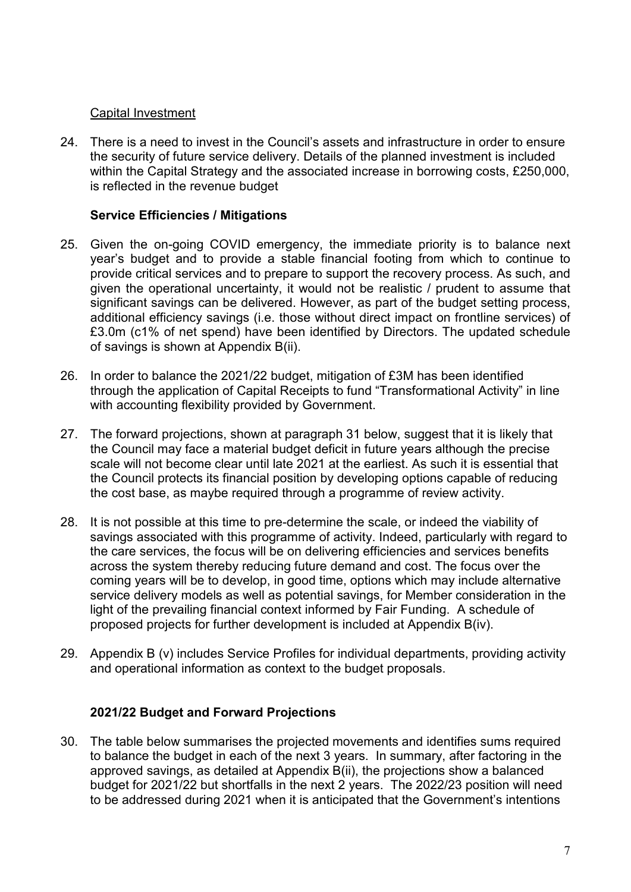Capital Investment

24. There is a need to invest in the Council's assets and infrastructure in order to ensure the security of future service delivery. Details of the planned investment is included within the Capital Strategy and the associated increase in borrowing costs, £250,000, is reflected in the revenue budget

**Service Efficiencies / Mitigations**

25. Given the on-going COVID emergency, the immediate priority is to balance next year's budget and to provide a stable financial footing from which to continue to provide critical services and to prepare to support the recovery process. As such, and given the operational uncertainty, it would not be realistic / prudent to assume that significant savings can be delivered. However, as part of the budget setting process, additional efficiency savings (i.e. those without direct impact on frontline services) of £3.0m (c1% of net spend) have been identified by Directors. The updated schedule of savings is shown at Appendix B(ii).

26. In order to balance the 2021/22 budget, mitigation of £3M has been identified through the application of Capital Receipts to fund "Transformational Activity" in line with accounting flexibility provided by Government.

27. The forward projections, shown at paragraph 31 below, suggest that it is likely that the Council may face a material budget deficit in future years although the precise scale will not become clear until late 2021 at the earliest. As such it is essential that the Council protects its financial position by developing options capable of reducing the cost base, as maybe required through a programme of review activity.

28. It is not possible at this time to pre-determine the scale, or indeed the viability of savings associated with this programme of activity. Indeed, particularly with regard to the care services, the focus will be on delivering efficiencies and services benefits across the system thereby reducing future demand and cost. The focus over the coming years will be to develop, in good time, options which may include alternative service delivery models as well as potential savings, for Member consideration in the light of the prevailing financial context informed by Fair Funding. A schedule of proposed projects for further development is included at Appendix B(iv).

29. Appendix B (v) includes Service Profiles for individual departments, providing activity and operational information as context to the budget proposals.

**2021/22 Budget and Forward Projections**

30. The table below summarises the projected movements and identifies sums required to balance the budget in each of the next 3 years. In summary, after factoring in the approved savings, as detailed at Appendix B(ii), the projections show a balanced budget for 2021/22 but shortfalls in the next 2 years. The 2022/23 position will need to be addressed during 2021 when it is anticipated that the Government's intentions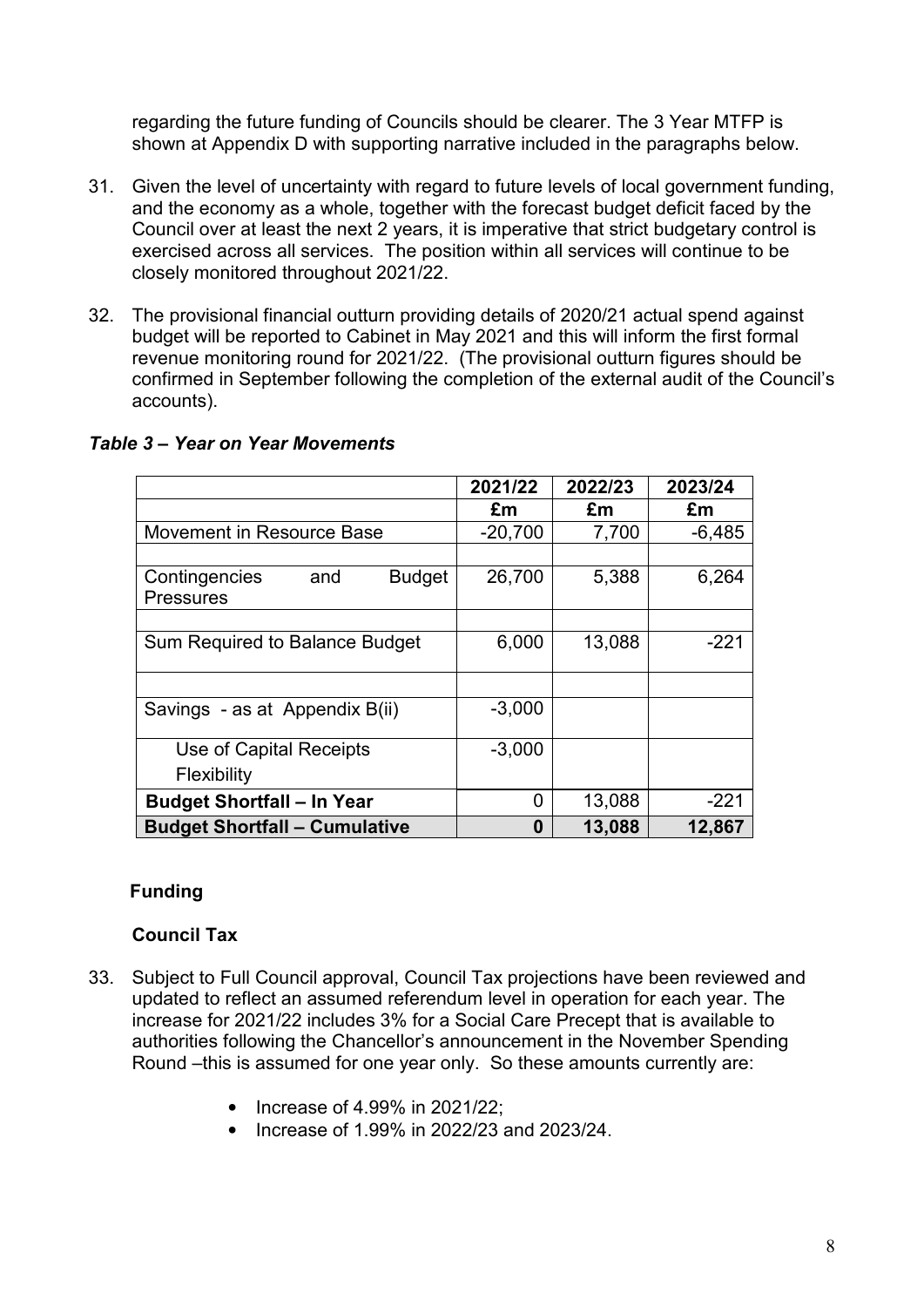regarding the future funding of Councils should be clearer. The 3 Year MTFP is shown at Appendix D with supporting narrative included in the paragraphs below.

31. Given the level of uncertainty with regard to future levels of local government funding, and the economy as a whole, together with the forecast budget deficit faced by the Council over at least the next 2 years, it is imperative that strict budgetary control is exercised across all services. The position within all services will continue to be closely monitored throughout 2021/22.

32. The provisional financial outturn providing details of 2020/21 actual spend against budget will be reported to Cabinet in May 2021 and this will inform the first formal revenue monitoring round for 2021/22. (The provisional outturn figures should be confirmed in September following the completion of the external audit of the Council's accounts).

***Table 3 – Year on Year Movements***

| | 2021/22 | 2022/23 | 2023/24 |
|---|---|---|---|
| | £m | £m | £m |
| Movement in Resource Base | -20,700 | 7,700 | -6,485 |
| | | | |
| Contingencies and Budget Pressures | 26,700 | 5,388 | 6,264 |
| | | | |
| Sum Required to Balance Budget | 6,000 | 13,088 | -221 |
| | | | |
| Savings - as at Appendix B(ii) | -3,000 | | |
| Use of Capital Receipts Flexibility | -3,000 | | |
| **Budget Shortfall – In Year** | 0 | 13,088 | -221 |
| **Budget Shortfall – Cumulative** | **0** | **13,088** | **12,867** |

**Funding**

**Council Tax**

33. Subject to Full Council approval, Council Tax projections have been reviewed and updated to reflect an assumed referendum level in operation for each year. The increase for 2021/22 includes 3% for a Social Care Precept that is available to authorities following the Chancellor's announcement in the November Spending Round –this is assumed for one year only. So these amounts currently are:

    - Increase of 4.99% in 2021/22;
    - Increase of 1.99% in 2022/23 and 2023/24.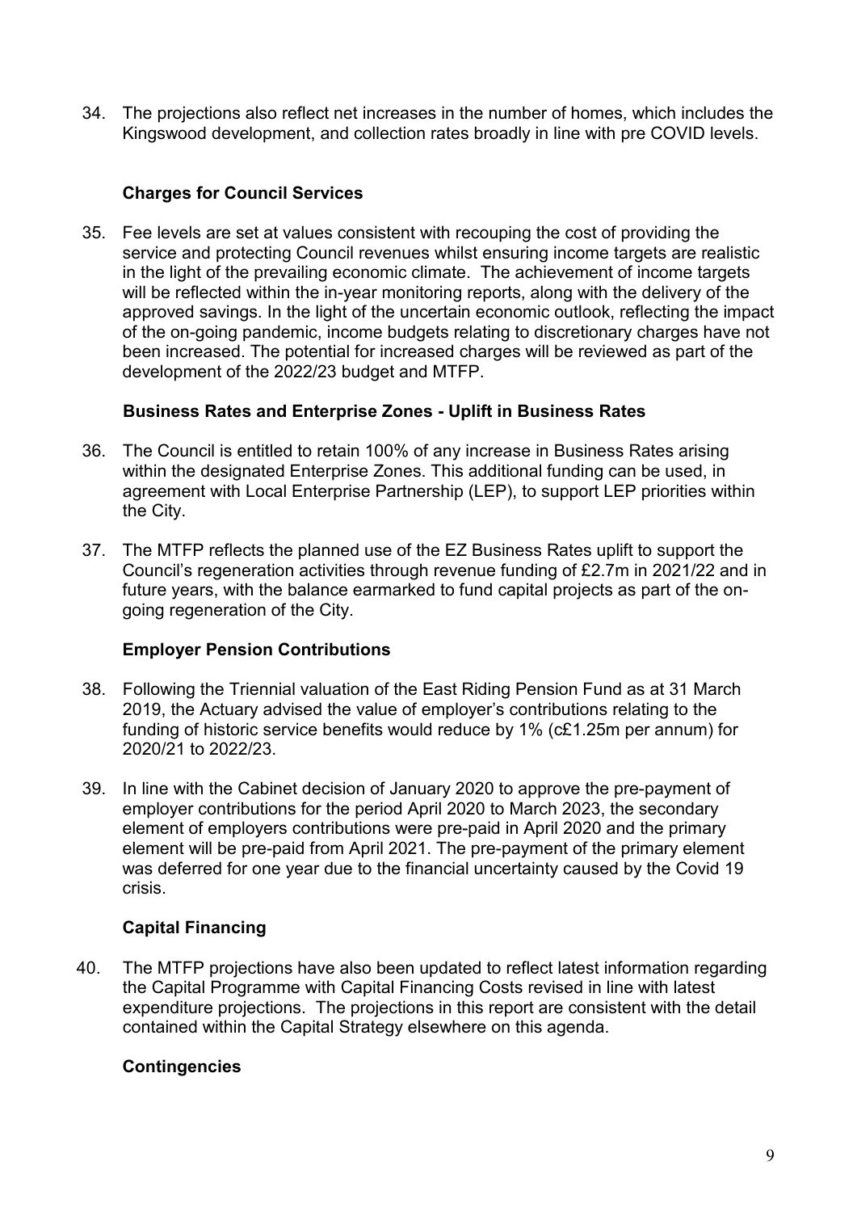34. The projections also reflect net increases in the number of homes, which includes the Kingswood development, and collection rates broadly in line with pre COVID levels.

### Charges for Council Services

35. Fee levels are set at values consistent with recouping the cost of providing the service and protecting Council revenues whilst ensuring income targets are realistic in the light of the prevailing economic climate. The achievement of income targets will be reflected within the in-year monitoring reports, along with the delivery of the approved savings. In the light of the uncertain economic outlook, reflecting the impact of the on-going pandemic, income budgets relating to discretionary charges have not been increased. The potential for increased charges will be reviewed as part of the development of the 2022/23 budget and MTFP.

### Business Rates and Enterprise Zones - Uplift in Business Rates

36. The Council is entitled to retain 100% of any increase in Business Rates arising within the designated Enterprise Zones. This additional funding can be used, in agreement with Local Enterprise Partnership (LEP), to support LEP priorities within the City.

37. The MTFP reflects the planned use of the EZ Business Rates uplift to support the Council's regeneration activities through revenue funding of £2.7m in 2021/22 and in future years, with the balance earmarked to fund capital projects as part of the on-going regeneration of the City.

### Employer Pension Contributions

38. Following the Triennial valuation of the East Riding Pension Fund as at 31 March 2019, the Actuary advised the value of employer's contributions relating to the funding of historic service benefits would reduce by 1% (c£1.25m per annum) for 2020/21 to 2022/23.

39. In line with the Cabinet decision of January 2020 to approve the pre-payment of employer contributions for the period April 2020 to March 2023, the secondary element of employers contributions were pre-paid in April 2020 and the primary element will be pre-paid from April 2021. The pre-payment of the primary element was deferred for one year due to the financial uncertainty caused by the Covid 19 crisis.

### Capital Financing

40. The MTFP projections have also been updated to reflect latest information regarding the Capital Programme with Capital Financing Costs revised in line with latest expenditure projections. The projections in this report are consistent with the detail contained within the Capital Strategy elsewhere on this agenda.

### Contingencies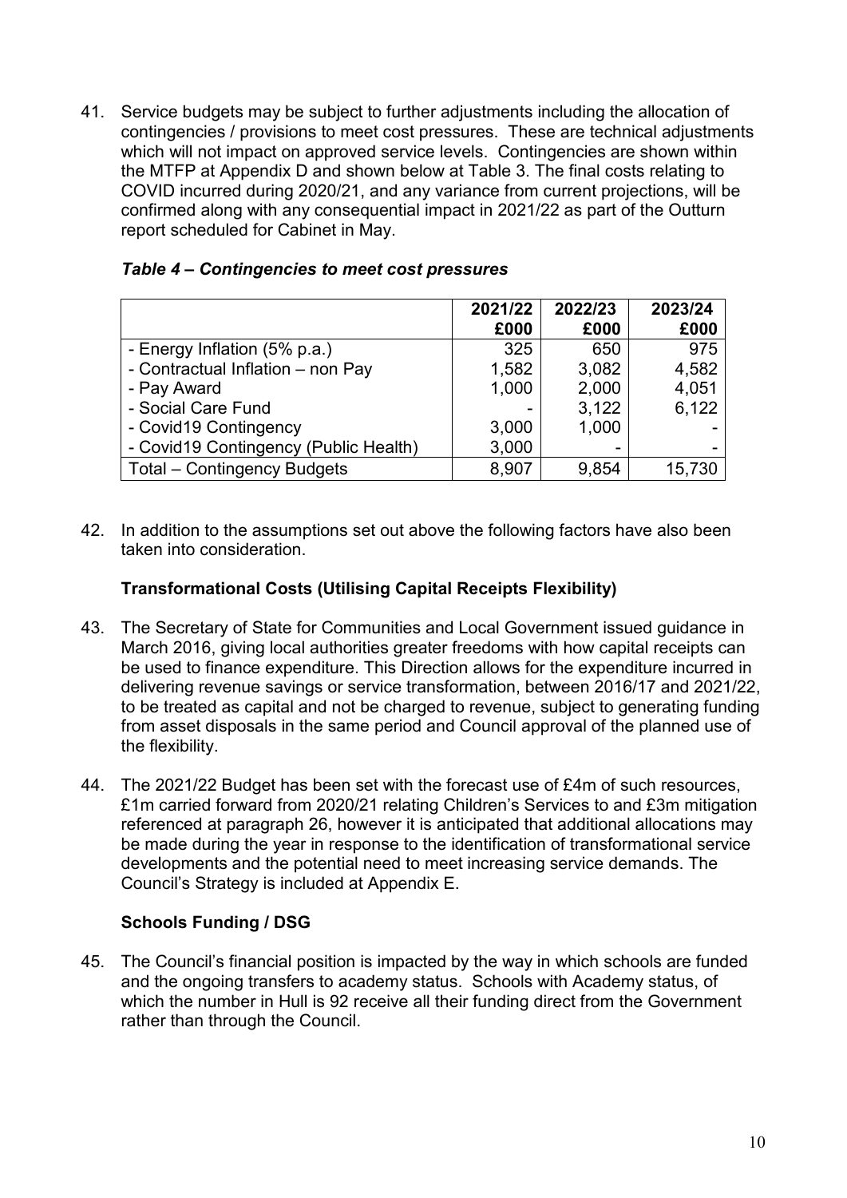41. Service budgets may be subject to further adjustments including the allocation of contingencies / provisions to meet cost pressures. These are technical adjustments which will not impact on approved service levels. Contingencies are shown within the MTFP at Appendix D and shown below at Table 3. The final costs relating to COVID incurred during 2020/21, and any variance from current projections, will be confirmed along with any consequential impact in 2021/22 as part of the Outturn report scheduled for Cabinet in May.

***Table 4 – Contingencies to meet cost pressures***

| | 2021/22 £000 | 2022/23 £000 | 2023/24 £000 |
|---|---|---|---|
| - Energy Inflation (5% p.a.) | 325 | 650 | 975 |
| - Contractual Inflation – non Pay | 1,582 | 3,082 | 4,582 |
| - Pay Award | 1,000 | 2,000 | 4,051 |
| - Social Care Fund | - | 3,122 | 6,122 |
| - Covid19 Contingency | 3,000 | 1,000 | - |
| - Covid19 Contingency (Public Health) | 3,000 | - | - |
| Total – Contingency Budgets | 8,907 | 9,854 | 15,730 |

42. In addition to the assumptions set out above the following factors have also been taken into consideration.

**Transformational Costs (Utilising Capital Receipts Flexibility)**

43. The Secretary of State for Communities and Local Government issued guidance in March 2016, giving local authorities greater freedoms with how capital receipts can be used to finance expenditure. This Direction allows for the expenditure incurred in delivering revenue savings or service transformation, between 2016/17 and 2021/22, to be treated as capital and not be charged to revenue, subject to generating funding from asset disposals in the same period and Council approval of the planned use of the flexibility.

44. The 2021/22 Budget has been set with the forecast use of £4m of such resources, £1m carried forward from 2020/21 relating Children's Services to and £3m mitigation referenced at paragraph 26, however it is anticipated that additional allocations may be made during the year in response to the identification of transformational service developments and the potential need to meet increasing service demands. The Council's Strategy is included at Appendix E.

**Schools Funding / DSG**

45. The Council's financial position is impacted by the way in which schools are funded and the ongoing transfers to academy status. Schools with Academy status, of which the number in Hull is 92 receive all their funding direct from the Government rather than through the Council.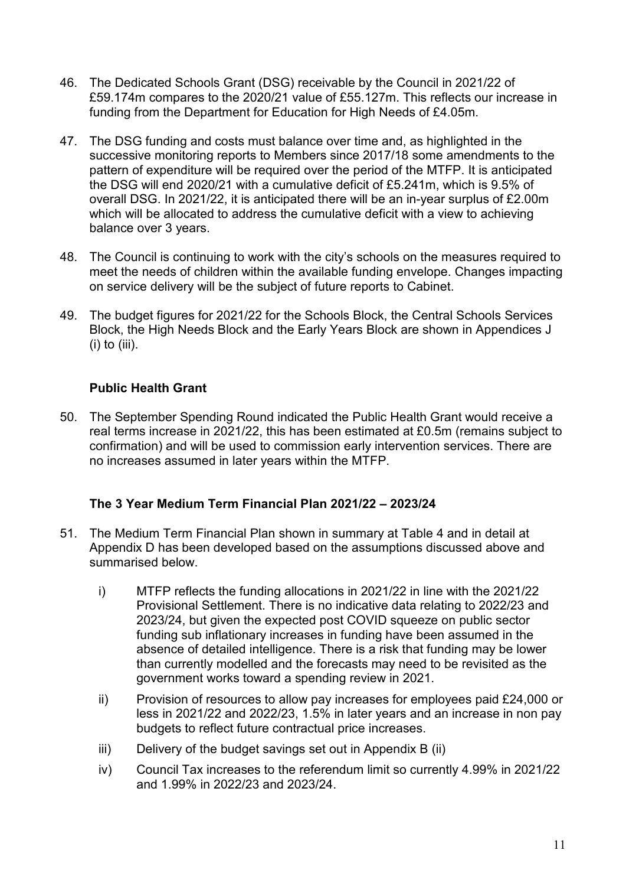46. The Dedicated Schools Grant (DSG) receivable by the Council in 2021/22 of £59.174m compares to the 2020/21 value of £55.127m. This reflects our increase in funding from the Department for Education for High Needs of £4.05m.

47. The DSG funding and costs must balance over time and, as highlighted in the successive monitoring reports to Members since 2017/18 some amendments to the pattern of expenditure will be required over the period of the MTFP. It is anticipated the DSG will end 2020/21 with a cumulative deficit of £5.241m, which is 9.5% of overall DSG. In 2021/22, it is anticipated there will be an in-year surplus of £2.00m which will be allocated to address the cumulative deficit with a view to achieving balance over 3 years.

48. The Council is continuing to work with the city's schools on the measures required to meet the needs of children within the available funding envelope. Changes impacting on service delivery will be the subject of future reports to Cabinet.

49. The budget figures for 2021/22 for the Schools Block, the Central Schools Services Block, the High Needs Block and the Early Years Block are shown in Appendices J (i) to (iii).

### Public Health Grant

50. The September Spending Round indicated the Public Health Grant would receive a real terms increase in 2021/22, this has been estimated at £0.5m (remains subject to confirmation) and will be used to commission early intervention services. There are no increases assumed in later years within the MTFP.

### The 3 Year Medium Term Financial Plan 2021/22 – 2023/24

51. The Medium Term Financial Plan shown in summary at Table 4 and in detail at Appendix D has been developed based on the assumptions discussed above and summarised below.

    i) MTFP reflects the funding allocations in 2021/22 in line with the 2021/22 Provisional Settlement. There is no indicative data relating to 2022/23 and 2023/24, but given the expected post COVID squeeze on public sector funding sub inflationary increases in funding have been assumed in the absence of detailed intelligence. There is a risk that funding may be lower than currently modelled and the forecasts may need to be revisited as the government works toward a spending review in 2021.

    ii) Provision of resources to allow pay increases for employees paid £24,000 or less in 2021/22 and 2022/23, 1.5% in later years and an increase in non pay budgets to reflect future contractual price increases.

    iii) Delivery of the budget savings set out in Appendix B (ii)

    iv) Council Tax increases to the referendum limit so currently 4.99% in 2021/22 and 1.99% in 2022/23 and 2023/24.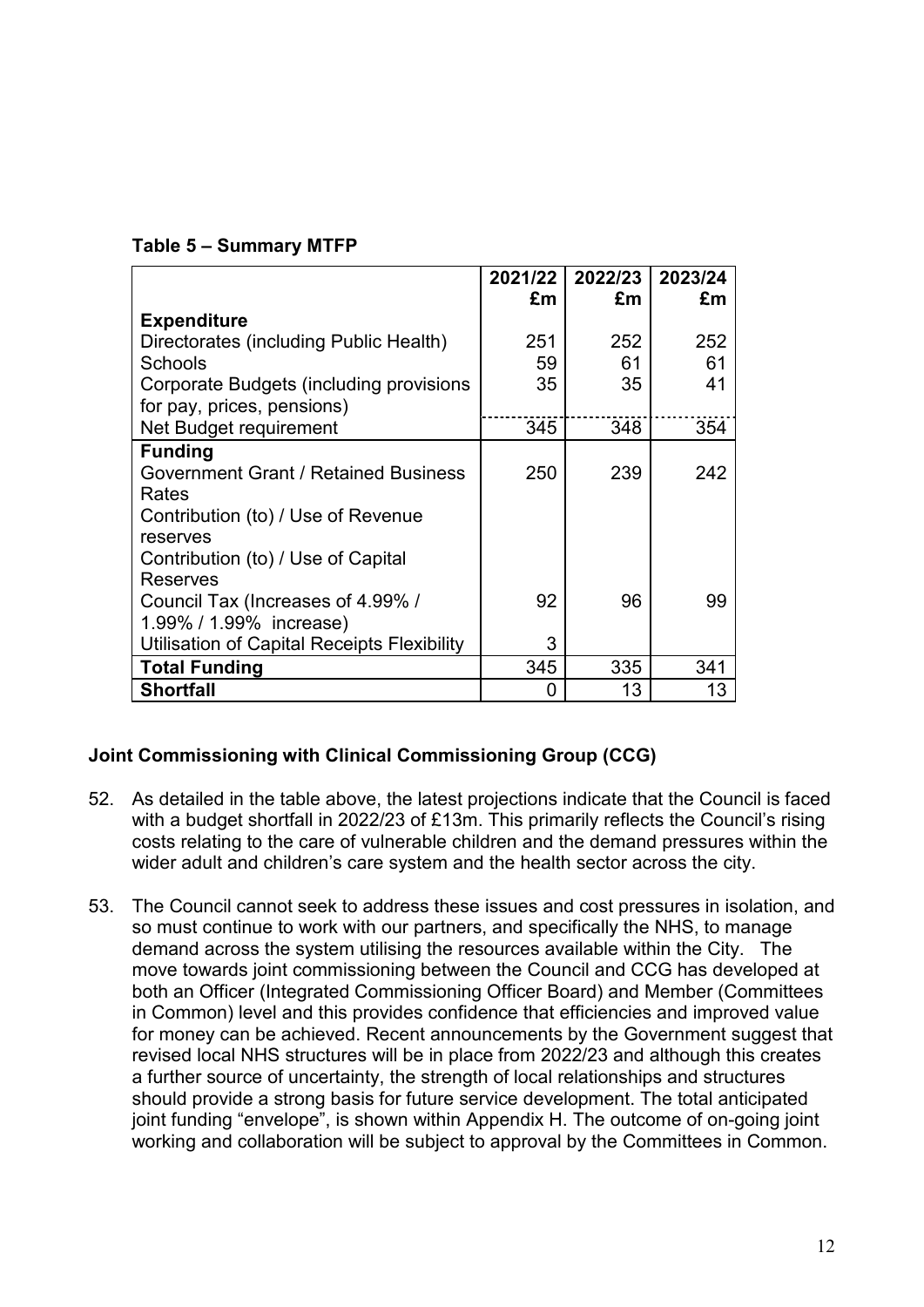**Table 5 – Summary MTFP**

| | 2021/22 £m | 2022/23 £m | 2023/24 £m |
|---|---|---|---|
| **Expenditure** | | | |
| Directorates (including Public Health) | 251 | 252 | 252 |
| Schools | 59 | 61 | 61 |
| Corporate Budgets (including provisions for pay, prices, pensions) | 35 | 35 | 41 |
| Net Budget requirement | 345 | 348 | 354 |
| **Funding** | | | |
| Government Grant / Retained Business Rates | 250 | 239 | 242 |
| Contribution (to) / Use of Revenue reserves | | | |
| Contribution (to) / Use of Capital Reserves | | | |
| Council Tax (Increases of 4.99% / 1.99% / 1.99% increase) | 92 | 96 | 99 |
| Utilisation of Capital Receipts Flexibility | 3 | | |
| **Total Funding** | 345 | 335 | 341 |
| **Shortfall** | 0 | 13 | 13 |

**Joint Commissioning with Clinical Commissioning Group (CCG)**

52. As detailed in the table above, the latest projections indicate that the Council is faced with a budget shortfall in 2022/23 of £13m. This primarily reflects the Council's rising costs relating to the care of vulnerable children and the demand pressures within the wider adult and children's care system and the health sector across the city.

53. The Council cannot seek to address these issues and cost pressures in isolation, and so must continue to work with our partners, and specifically the NHS, to manage demand across the system utilising the resources available within the City. The move towards joint commissioning between the Council and CCG has developed at both an Officer (Integrated Commissioning Officer Board) and Member (Committees in Common) level and this provides confidence that efficiencies and improved value for money can be achieved. Recent announcements by the Government suggest that revised local NHS structures will be in place from 2022/23 and although this creates a further source of uncertainty, the strength of local relationships and structures should provide a strong basis for future service development. The total anticipated joint funding "envelope", is shown within Appendix H. The outcome of on-going joint working and collaboration will be subject to approval by the Committees in Common.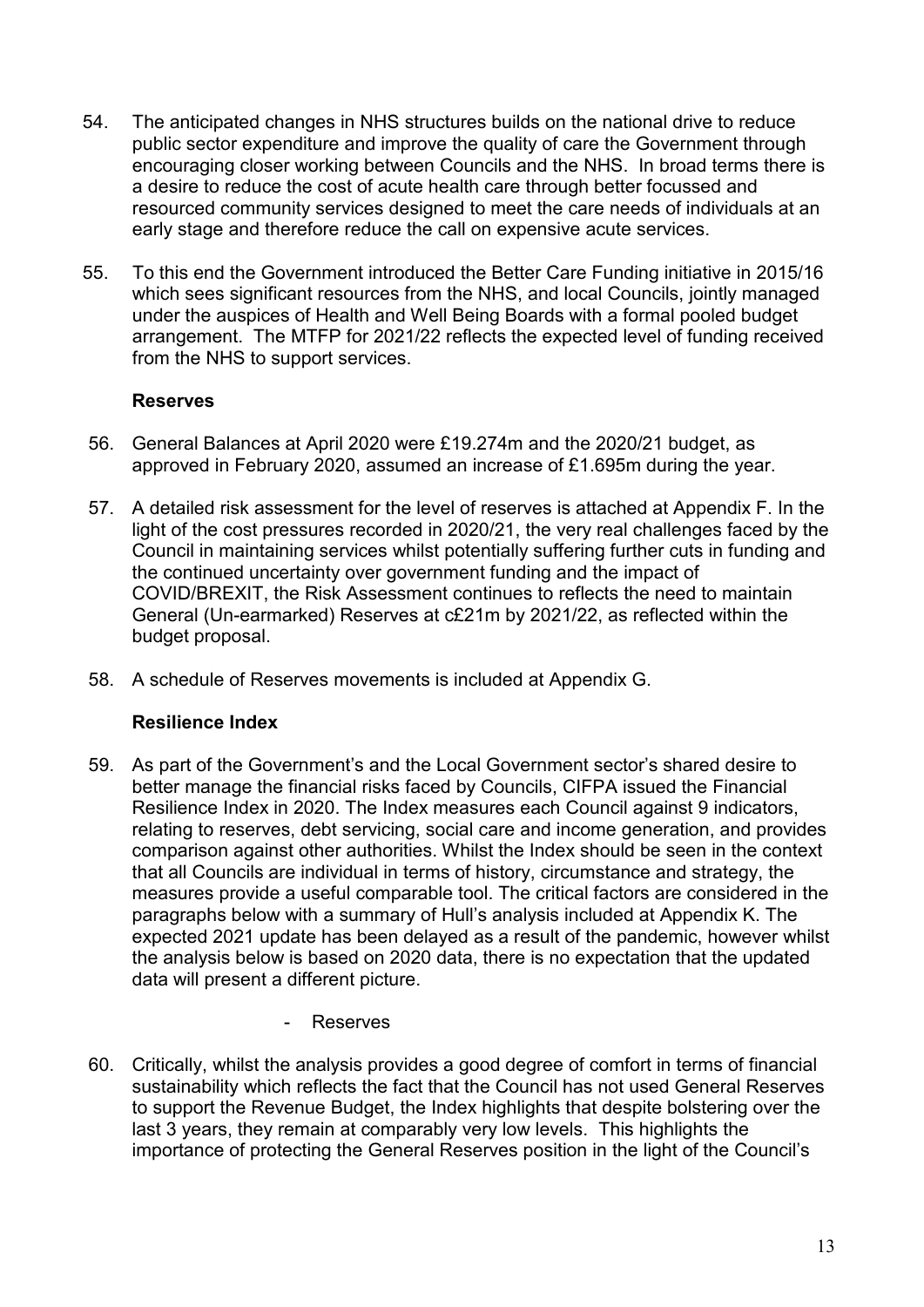54. The anticipated changes in NHS structures builds on the national drive to reduce public sector expenditure and improve the quality of care the Government through encouraging closer working between Councils and the NHS. In broad terms there is a desire to reduce the cost of acute health care through better focussed and resourced community services designed to meet the care needs of individuals at an early stage and therefore reduce the call on expensive acute services.

55. To this end the Government introduced the Better Care Funding initiative in 2015/16 which sees significant resources from the NHS, and local Councils, jointly managed under the auspices of Health and Well Being Boards with a formal pooled budget arrangement. The MTFP for 2021/22 reflects the expected level of funding received from the NHS to support services.

**Reserves**

56. General Balances at April 2020 were £19.274m and the 2020/21 budget, as approved in February 2020, assumed an increase of £1.695m during the year.

57. A detailed risk assessment for the level of reserves is attached at Appendix F. In the light of the cost pressures recorded in 2020/21, the very real challenges faced by the Council in maintaining services whilst potentially suffering further cuts in funding and the continued uncertainty over government funding and the impact of COVID/BREXIT, the Risk Assessment continues to reflects the need to maintain General (Un-earmarked) Reserves at c£21m by 2021/22, as reflected within the budget proposal.

58. A schedule of Reserves movements is included at Appendix G.

**Resilience Index**

59. As part of the Government's and the Local Government sector's shared desire to better manage the financial risks faced by Councils, CIFPA issued the Financial Resilience Index in 2020. The Index measures each Council against 9 indicators, relating to reserves, debt servicing, social care and income generation, and provides comparison against other authorities. Whilst the Index should be seen in the context that all Councils are individual in terms of history, circumstance and strategy, the measures provide a useful comparable tool. The critical factors are considered in the paragraphs below with a summary of Hull's analysis included at Appendix K. The expected 2021 update has been delayed as a result of the pandemic, however whilst the analysis below is based on 2020 data, there is no expectation that the updated data will present a different picture.

- Reserves

60. Critically, whilst the analysis provides a good degree of comfort in terms of financial sustainability which reflects the fact that the Council has not used General Reserves to support the Revenue Budget, the Index highlights that despite bolstering over the last 3 years, they remain at comparably very low levels. This highlights the importance of protecting the General Reserves position in the light of the Council's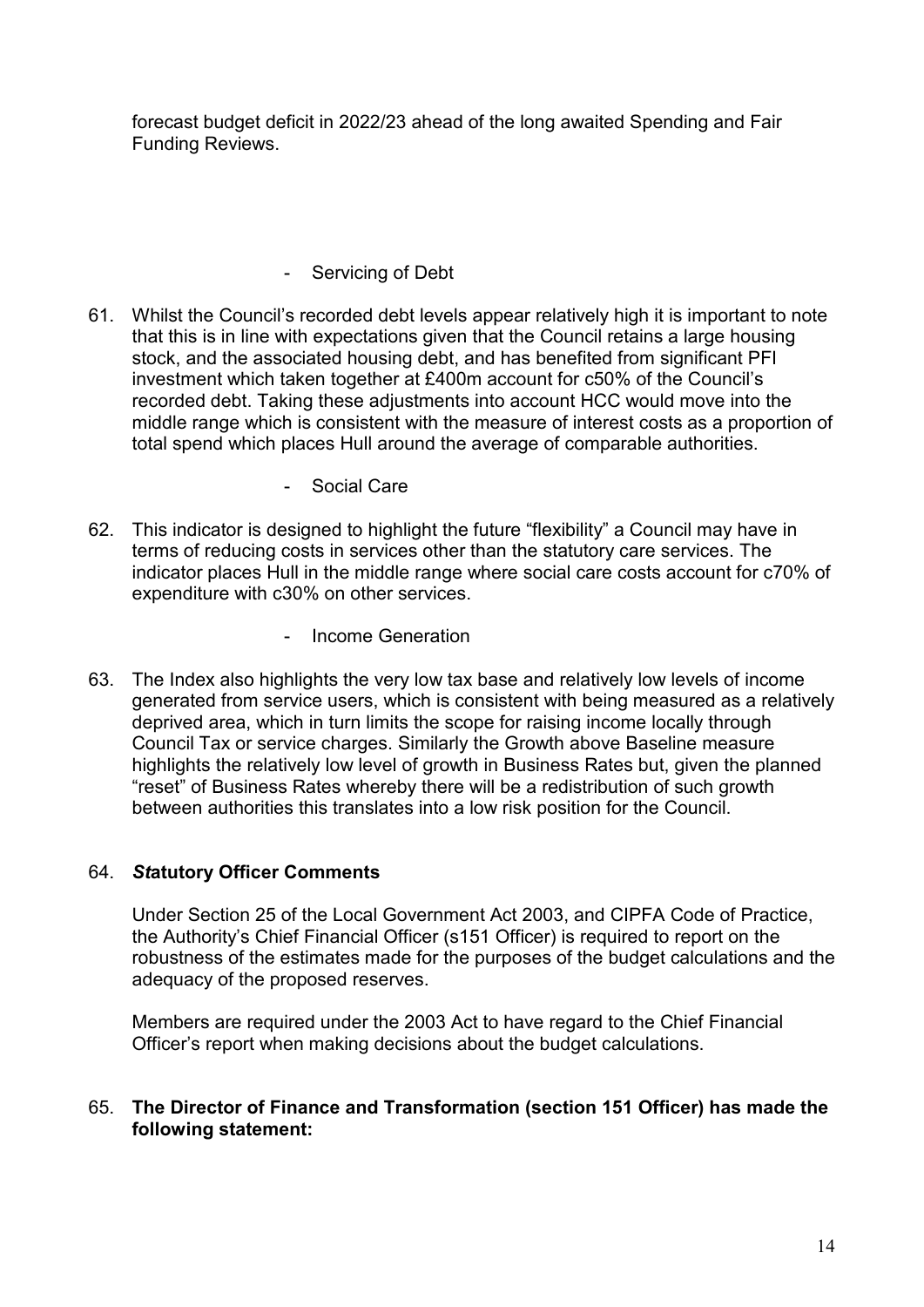forecast budget deficit in 2022/23 ahead of the long awaited Spending and Fair Funding Reviews.

- Servicing of Debt

61. Whilst the Council's recorded debt levels appear relatively high it is important to note that this is in line with expectations given that the Council retains a large housing stock, and the associated housing debt, and has benefited from significant PFI investment which taken together at £400m account for c50% of the Council's recorded debt. Taking these adjustments into account HCC would move into the middle range which is consistent with the measure of interest costs as a proportion of total spend which places Hull around the average of comparable authorities.

- Social Care

62. This indicator is designed to highlight the future "flexibility" a Council may have in terms of reducing costs in services other than the statutory care services. The indicator places Hull in the middle range where social care costs account for c70% of expenditure with c30% on other services.

- Income Generation

63. The Index also highlights the very low tax base and relatively low levels of income generated from service users, which is consistent with being measured as a relatively deprived area, which in turn limits the scope for raising income locally through Council Tax or service charges. Similarly the Growth above Baseline measure highlights the relatively low level of growth in Business Rates but, given the planned "reset" of Business Rates whereby there will be a redistribution of such growth between authorities this translates into a low risk position for the Council.

64. ***St*atutory Officer Comments**

Under Section 25 of the Local Government Act 2003, and CIPFA Code of Practice, the Authority's Chief Financial Officer (s151 Officer) is required to report on the robustness of the estimates made for the purposes of the budget calculations and the adequacy of the proposed reserves.

Members are required under the 2003 Act to have regard to the Chief Financial Officer's report when making decisions about the budget calculations.

65. **The Director of Finance and Transformation (section 151 Officer) has made the following statement:**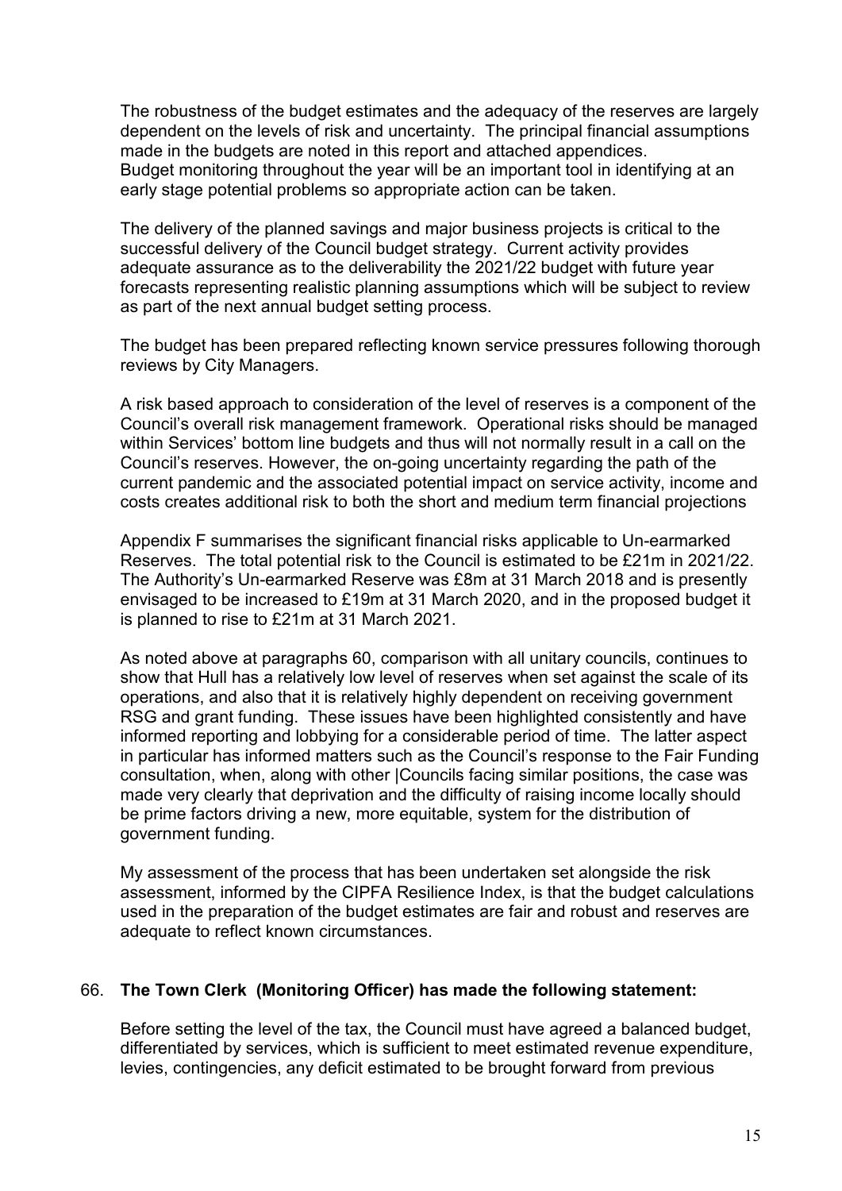The robustness of the budget estimates and the adequacy of the reserves are largely dependent on the levels of risk and uncertainty. The principal financial assumptions made in the budgets are noted in this report and attached appendices. Budget monitoring throughout the year will be an important tool in identifying at an early stage potential problems so appropriate action can be taken.

The delivery of the planned savings and major business projects is critical to the successful delivery of the Council budget strategy. Current activity provides adequate assurance as to the deliverability the 2021/22 budget with future year forecasts representing realistic planning assumptions which will be subject to review as part of the next annual budget setting process.

The budget has been prepared reflecting known service pressures following thorough reviews by City Managers.

A risk based approach to consideration of the level of reserves is a component of the Council's overall risk management framework. Operational risks should be managed within Services' bottom line budgets and thus will not normally result in a call on the Council's reserves. However, the on-going uncertainty regarding the path of the current pandemic and the associated potential impact on service activity, income and costs creates additional risk to both the short and medium term financial projections

Appendix F summarises the significant financial risks applicable to Un-earmarked Reserves. The total potential risk to the Council is estimated to be £21m in 2021/22. The Authority's Un-earmarked Reserve was £8m at 31 March 2018 and is presently envisaged to be increased to £19m at 31 March 2020, and in the proposed budget it is planned to rise to £21m at 31 March 2021.

As noted above at paragraphs 60, comparison with all unitary councils, continues to show that Hull has a relatively low level of reserves when set against the scale of its operations, and also that it is relatively highly dependent on receiving government RSG and grant funding. These issues have been highlighted consistently and have informed reporting and lobbying for a considerable period of time. The latter aspect in particular has informed matters such as the Council's response to the Fair Funding consultation, when, along with other |Councils facing similar positions, the case was made very clearly that deprivation and the difficulty of raising income locally should be prime factors driving a new, more equitable, system for the distribution of government funding.

My assessment of the process that has been undertaken set alongside the risk assessment, informed by the CIPFA Resilience Index, is that the budget calculations used in the preparation of the budget estimates are fair and robust and reserves are adequate to reflect known circumstances.

66. **The Town Clerk (Monitoring Officer) has made the following statement:**

Before setting the level of the tax, the Council must have agreed a balanced budget, differentiated by services, which is sufficient to meet estimated revenue expenditure, levies, contingencies, any deficit estimated to be brought forward from previous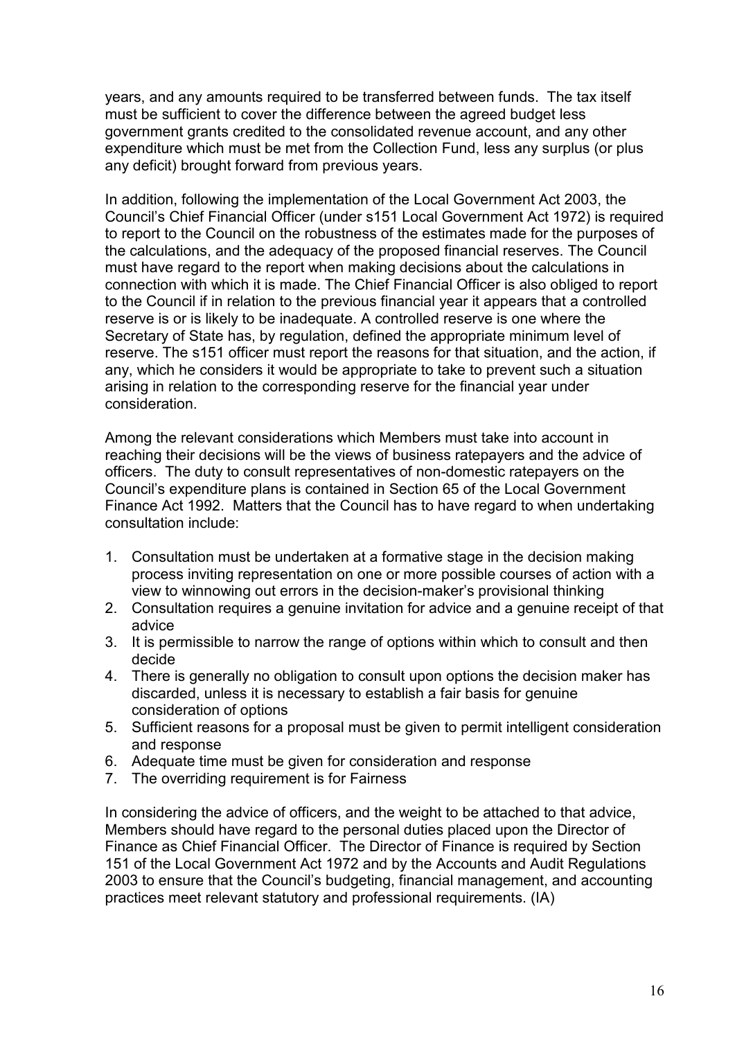years, and any amounts required to be transferred between funds. The tax itself must be sufficient to cover the difference between the agreed budget less government grants credited to the consolidated revenue account, and any other expenditure which must be met from the Collection Fund, less any surplus (or plus any deficit) brought forward from previous years.

In addition, following the implementation of the Local Government Act 2003, the Council's Chief Financial Officer (under s151 Local Government Act 1972) is required to report to the Council on the robustness of the estimates made for the purposes of the calculations, and the adequacy of the proposed financial reserves. The Council must have regard to the report when making decisions about the calculations in connection with which it is made. The Chief Financial Officer is also obliged to report to the Council if in relation to the previous financial year it appears that a controlled reserve is or is likely to be inadequate. A controlled reserve is one where the Secretary of State has, by regulation, defined the appropriate minimum level of reserve. The s151 officer must report the reasons for that situation, and the action, if any, which he considers it would be appropriate to take to prevent such a situation arising in relation to the corresponding reserve for the financial year under consideration.

Among the relevant considerations which Members must take into account in reaching their decisions will be the views of business ratepayers and the advice of officers. The duty to consult representatives of non-domestic ratepayers on the Council's expenditure plans is contained in Section 65 of the Local Government Finance Act 1992. Matters that the Council has to have regard to when undertaking consultation include:

1. Consultation must be undertaken at a formative stage in the decision making process inviting representation on one or more possible courses of action with a view to winnowing out errors in the decision-maker's provisional thinking
2. Consultation requires a genuine invitation for advice and a genuine receipt of that advice
3. It is permissible to narrow the range of options within which to consult and then decide
4. There is generally no obligation to consult upon options the decision maker has discarded, unless it is necessary to establish a fair basis for genuine consideration of options
5. Sufficient reasons for a proposal must be given to permit intelligent consideration and response
6. Adequate time must be given for consideration and response
7. The overriding requirement is for Fairness

In considering the advice of officers, and the weight to be attached to that advice, Members should have regard to the personal duties placed upon the Director of Finance as Chief Financial Officer. The Director of Finance is required by Section 151 of the Local Government Act 1972 and by the Accounts and Audit Regulations 2003 to ensure that the Council's budgeting, financial management, and accounting practices meet relevant statutory and professional requirements. (IA)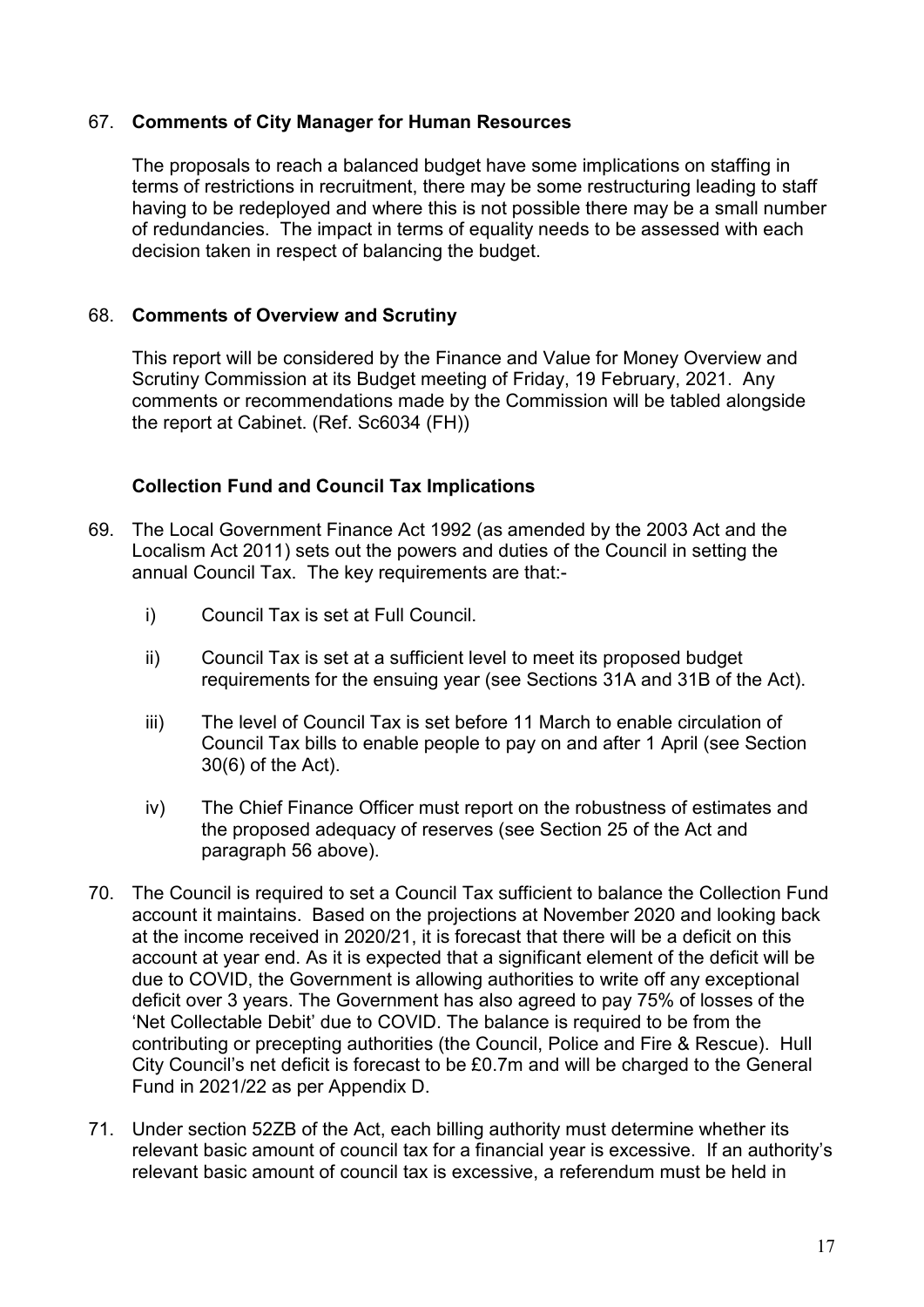67. **Comments of City Manager for Human Resources**

    The proposals to reach a balanced budget have some implications on staffing in terms of restrictions in recruitment, there may be some restructuring leading to staff having to be redeployed and where this is not possible there may be a small number of redundancies. The impact in terms of equality needs to be assessed with each decision taken in respect of balancing the budget.

68. **Comments of Overview and Scrutiny**

    This report will be considered by the Finance and Value for Money Overview and Scrutiny Commission at its Budget meeting of Friday, 19 February, 2021. Any comments or recommendations made by the Commission will be tabled alongside the report at Cabinet. (Ref. Sc6034 (FH))

**Collection Fund and Council Tax Implications**

69. The Local Government Finance Act 1992 (as amended by the 2003 Act and the Localism Act 2011) sets out the powers and duties of the Council in setting the annual Council Tax. The key requirements are that:-

    i) Council Tax is set at Full Council.

    ii) Council Tax is set at a sufficient level to meet its proposed budget requirements for the ensuing year (see Sections 31A and 31B of the Act).

    iii) The level of Council Tax is set before 11 March to enable circulation of Council Tax bills to enable people to pay on and after 1 April (see Section 30(6) of the Act).

    iv) The Chief Finance Officer must report on the robustness of estimates and the proposed adequacy of reserves (see Section 25 of the Act and paragraph 56 above).

70. The Council is required to set a Council Tax sufficient to balance the Collection Fund account it maintains. Based on the projections at November 2020 and looking back at the income received in 2020/21, it is forecast that there will be a deficit on this account at year end. As it is expected that a significant element of the deficit will be due to COVID, the Government is allowing authorities to write off any exceptional deficit over 3 years. The Government has also agreed to pay 75% of losses of the 'Net Collectable Debit' due to COVID. The balance is required to be from the contributing or precepting authorities (the Council, Police and Fire & Rescue). Hull City Council's net deficit is forecast to be £0.7m and will be charged to the General Fund in 2021/22 as per Appendix D.

71. Under section 52ZB of the Act, each billing authority must determine whether its relevant basic amount of council tax for a financial year is excessive. If an authority's relevant basic amount of council tax is excessive, a referendum must be held in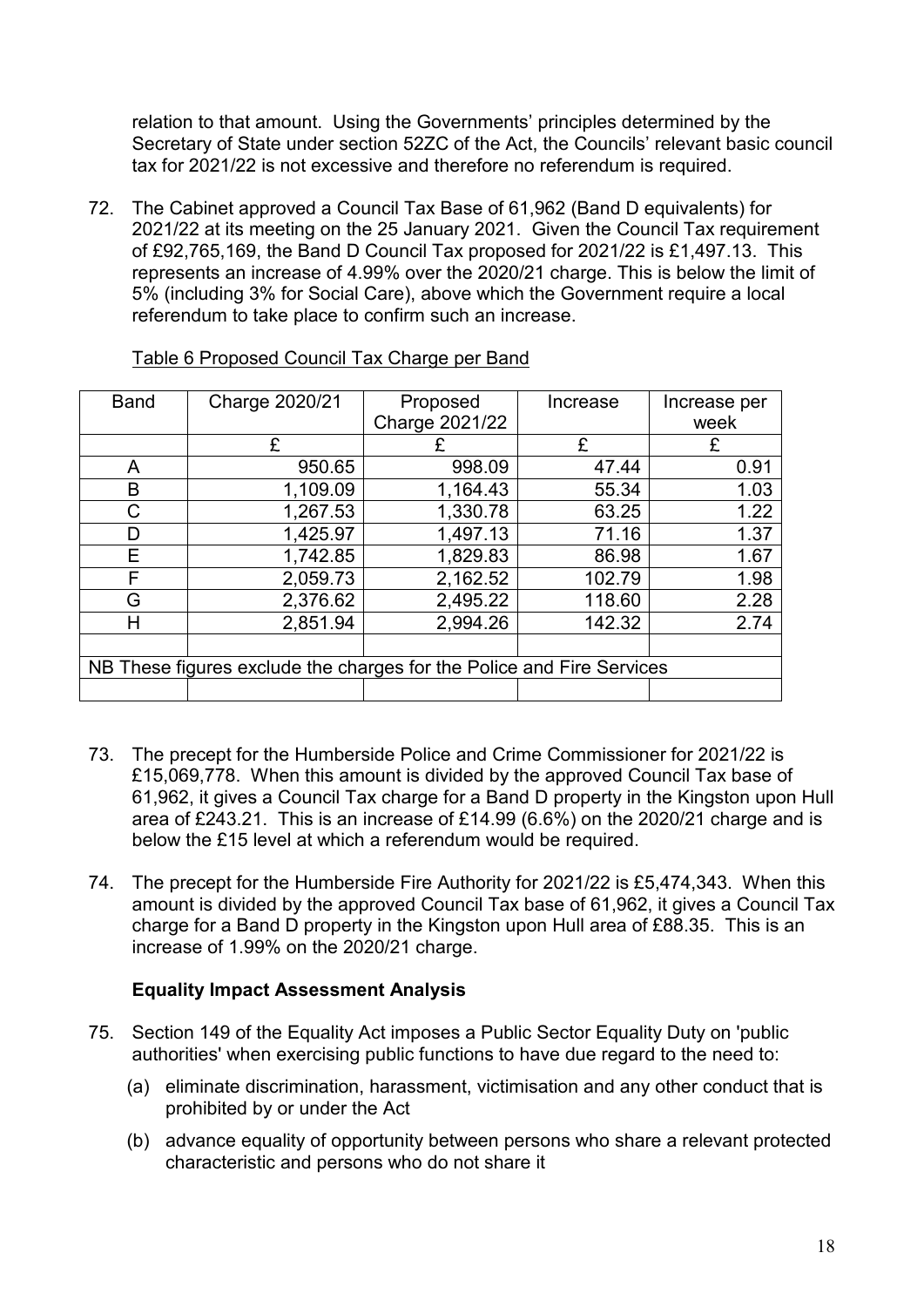relation to that amount. Using the Governments' principles determined by the Secretary of State under section 52ZC of the Act, the Councils' relevant basic council tax for 2021/22 is not excessive and therefore no referendum is required.

72. The Cabinet approved a Council Tax Base of 61,962 (Band D equivalents) for 2021/22 at its meeting on the 25 January 2021. Given the Council Tax requirement of £92,765,169, the Band D Council Tax proposed for 2021/22 is £1,497.13. This represents an increase of 4.99% over the 2020/21 charge. This is below the limit of 5% (including 3% for Social Care), above which the Government require a local referendum to take place to confirm such an increase.

Table 6 Proposed Council Tax Charge per Band

| Band | Charge 2020/21 | Proposed Charge 2021/22 | Increase | Increase per week |
|---|---|---|---|---|
| | £ | £ | £ | £ |
| A | 950.65 | 998.09 | 47.44 | 0.91 |
| B | 1,109.09 | 1,164.43 | 55.34 | 1.03 |
| C | 1,267.53 | 1,330.78 | 63.25 | 1.22 |
| D | 1,425.97 | 1,497.13 | 71.16 | 1.37 |
| E | 1,742.85 | 1,829.83 | 86.98 | 1.67 |
| F | 2,059.73 | 2,162.52 | 102.79 | 1.98 |
| G | 2,376.62 | 2,495.22 | 118.60 | 2.28 |
| H | 2,851.94 | 2,994.26 | 142.32 | 2.74 |
| | | | | |
| NB These figures exclude the charges for the Police and Fire Services | | | | |
| | | | | |

73. The precept for the Humberside Police and Crime Commissioner for 2021/22 is £15,069,778. When this amount is divided by the approved Council Tax base of 61,962, it gives a Council Tax charge for a Band D property in the Kingston upon Hull area of £243.21. This is an increase of £14.99 (6.6%) on the 2020/21 charge and is below the £15 level at which a referendum would be required.

74. The precept for the Humberside Fire Authority for 2021/22 is £5,474,343. When this amount is divided by the approved Council Tax base of 61,962, it gives a Council Tax charge for a Band D property in the Kingston upon Hull area of £88.35. This is an increase of 1.99% on the 2020/21 charge.

**Equality Impact Assessment Analysis**

75. Section 149 of the Equality Act imposes a Public Sector Equality Duty on 'public authorities' when exercising public functions to have due regard to the need to:

    (a) eliminate discrimination, harassment, victimisation and any other conduct that is prohibited by or under the Act

    (b) advance equality of opportunity between persons who share a relevant protected characteristic and persons who do not share it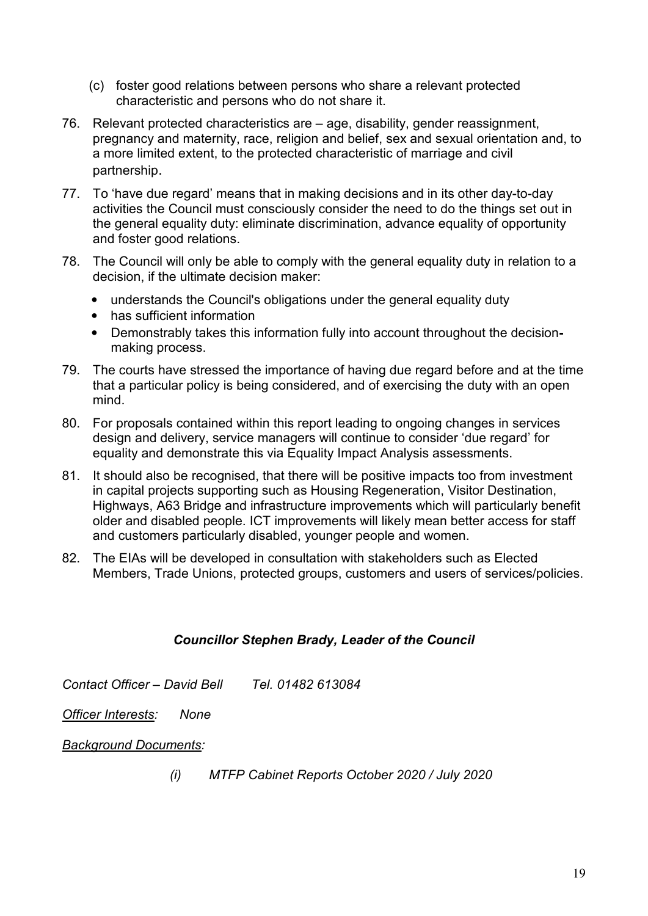(c) foster good relations between persons who share a relevant protected characteristic and persons who do not share it.

76. Relevant protected characteristics are – age, disability, gender reassignment, pregnancy and maternity, race, religion and belief, sex and sexual orientation and, to a more limited extent, to the protected characteristic of marriage and civil partnership.

77. To 'have due regard' means that in making decisions and in its other day-to-day activities the Council must consciously consider the need to do the things set out in the general equality duty: eliminate discrimination, advance equality of opportunity and foster good relations.

78. The Council will only be able to comply with the general equality duty in relation to a decision, if the ultimate decision maker:

   - understands the Council's obligations under the general equality duty
   - has sufficient information
   - Demonstrably takes this information fully into account throughout the decision-making process.

79. The courts have stressed the importance of having due regard before and at the time that a particular policy is being considered, and of exercising the duty with an open mind.

80. For proposals contained within this report leading to ongoing changes in services design and delivery, service managers will continue to consider 'due regard' for equality and demonstrate this via Equality Impact Analysis assessments.

81. It should also be recognised, that there will be positive impacts too from investment in capital projects supporting such as Housing Regeneration, Visitor Destination, Highways, A63 Bridge and infrastructure improvements which will particularly benefit older and disabled people. ICT improvements will likely mean better access for staff and customers particularly disabled, younger people and women.

82. The EIAs will be developed in consultation with stakeholders such as Elected Members, Trade Unions, protected groups, customers and users of services/policies.

***Councillor Stephen Brady, Leader of the Council***

*Contact Officer – David Bell     Tel. 01482 613084*

*Officer Interests:   None*

*Background Documents:*

*(i) MTFP Cabinet Reports October 2020 / July 2020*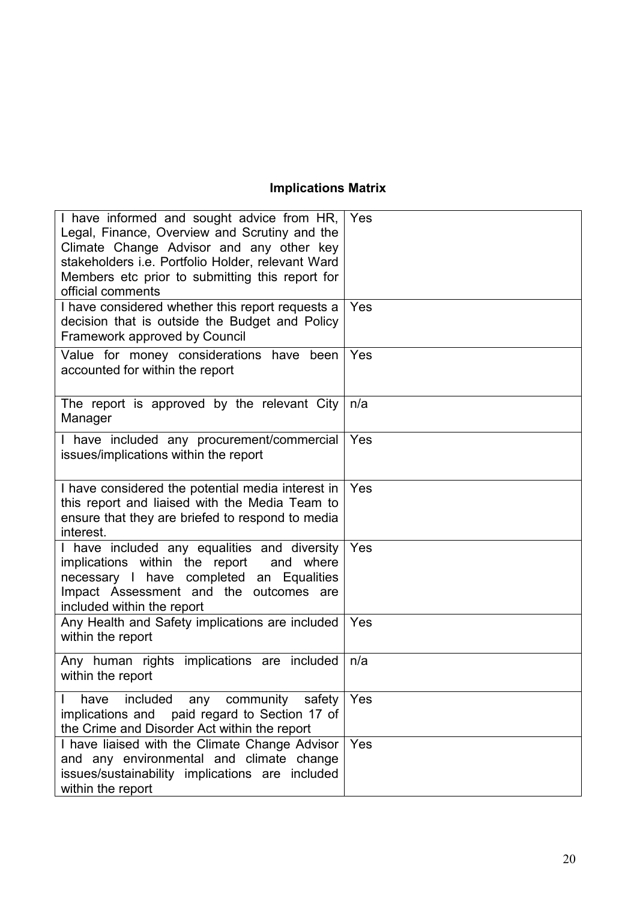## Implications Matrix

| | |
|---|---|
| I have informed and sought advice from HR, Legal, Finance, Overview and Scrutiny and the Climate Change Advisor and any other key stakeholders i.e. Portfolio Holder, relevant Ward Members etc prior to submitting this report for official comments | Yes |
| I have considered whether this report requests a decision that is outside the Budget and Policy Framework approved by Council | Yes |
| Value for money considerations have been accounted for within the report | Yes |
| The report is approved by the relevant City Manager | n/a |
| I have included any procurement/commercial issues/implications within the report | Yes |
| I have considered the potential media interest in this report and liaised with the Media Team to ensure that they are briefed to respond to media interest. | Yes |
| I have included any equalities and diversity implications within the report and where necessary I have completed an Equalities Impact Assessment and the outcomes are included within the report | Yes |
| Any Health and Safety implications are included within the report | Yes |
| Any human rights implications are included within the report | n/a |
| I have included any community safety implications and paid regard to Section 17 of the Crime and Disorder Act within the report | Yes |
| I have liaised with the Climate Change Advisor and any environmental and climate change issues/sustainability implications are included within the report | Yes |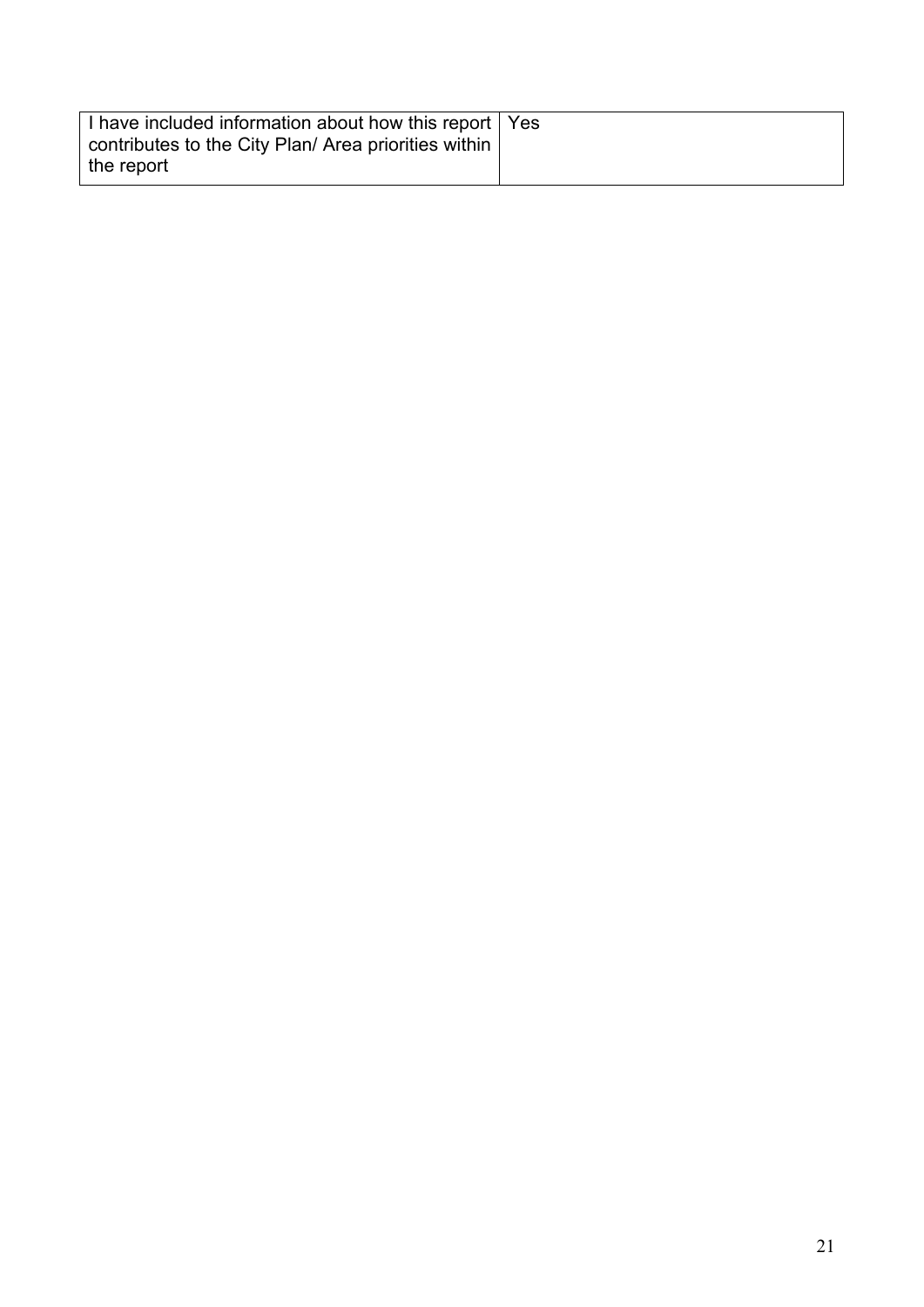| | |
|---|---|
| I have included information about how this report contributes to the City Plan/ Area priorities within the report | Yes |